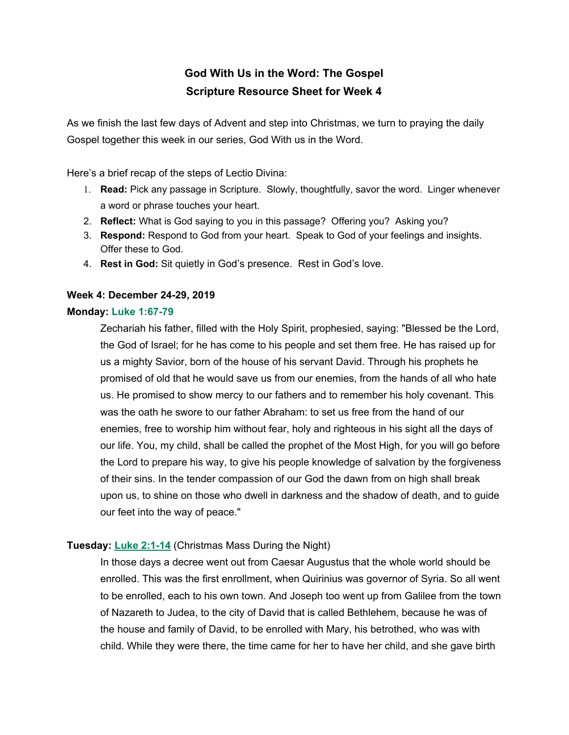# God With Us in the Word: The Gospel
## Scripture Resource Sheet for Week 4

As we finish the last few days of Advent and step into Christmas, we turn to praying the daily Gospel together this week in our series, God With us in the Word.

Here's a brief recap of the steps of Lectio Divina:

1. **Read:** Pick any passage in Scripture. Slowly, thoughtfully, savor the word. Linger whenever a word or phrase touches your heart.
2. **Reflect:** What is God saying to you in this passage? Offering you? Asking you?
3. **Respond:** Respond to God from your heart. Speak to God of your feelings and insights. Offer these to God.
4. **Rest in God:** Sit quietly in God's presence. Rest in God's love.

**Week 4: December 24-29, 2019**

**Monday: Luke 1:67-79**

> Zechariah his father, filled with the Holy Spirit, prophesied, saying: "Blessed be the Lord, the God of Israel; for he has come to his people and set them free. He has raised up for us a mighty Savior, born of the house of his servant David. Through his prophets he promised of old that he would save us from our enemies, from the hands of all who hate us. He promised to show mercy to our fathers and to remember his holy covenant. This was the oath he swore to our father Abraham: to set us free from the hand of our enemies, free to worship him without fear, holy and righteous in his sight all the days of our life. You, my child, shall be called the prophet of the Most High, for you will go before the Lord to prepare his way, to give his people knowledge of salvation by the forgiveness of their sins. In the tender compassion of our God the dawn from on high shall break upon us, to shine on those who dwell in darkness and the shadow of death, and to guide our feet into the way of peace."

**Tuesday: Luke 2:1-14** (Christmas Mass During the Night)

> In those days a decree went out from Caesar Augustus that the whole world should be enrolled. This was the first enrollment, when Quirinius was governor of Syria. So all went to be enrolled, each to his own town. And Joseph too went up from Galilee from the town of Nazareth to Judea, to the city of David that is called Bethlehem, because he was of the house and family of David, to be enrolled with Mary, his betrothed, who was with child. While they were there, the time came for her to have her child, and she gave birth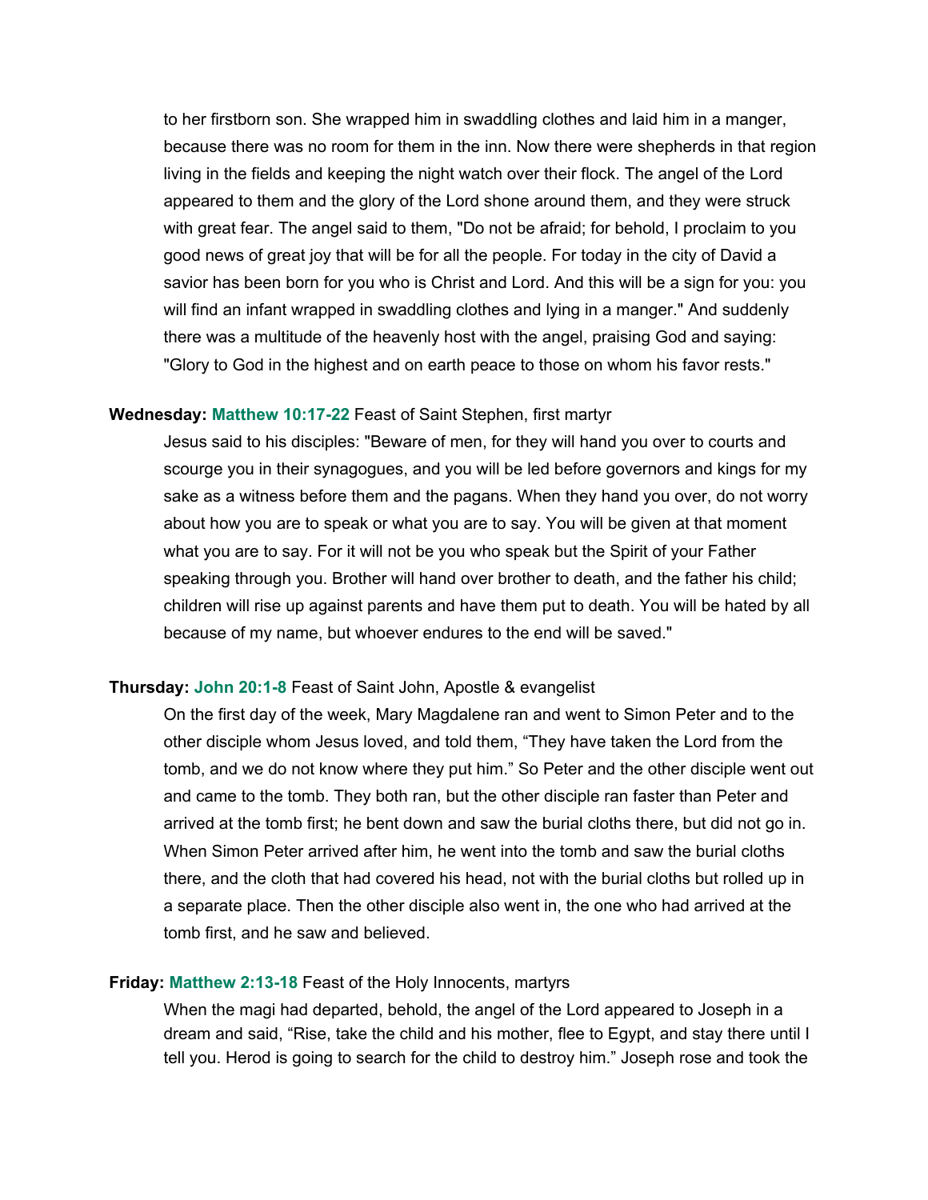to her firstborn son. She wrapped him in swaddling clothes and laid him in a manger, because there was no room for them in the inn. Now there were shepherds in that region living in the fields and keeping the night watch over their flock. The angel of the Lord appeared to them and the glory of the Lord shone around them, and they were struck with great fear. The angel said to them, "Do not be afraid; for behold, I proclaim to you good news of great joy that will be for all the people. For today in the city of David a savior has been born for you who is Christ and Lord. And this will be a sign for you: you will find an infant wrapped in swaddling clothes and lying in a manger." And suddenly there was a multitude of the heavenly host with the angel, praising God and saying: "Glory to God in the highest and on earth peace to those on whom his favor rests."

**Wednesday:** **Matthew 10:17-22** Feast of Saint Stephen, first martyr

Jesus said to his disciples: "Beware of men, for they will hand you over to courts and scourge you in their synagogues, and you will be led before governors and kings for my sake as a witness before them and the pagans. When they hand you over, do not worry about how you are to speak or what you are to say. You will be given at that moment what you are to say. For it will not be you who speak but the Spirit of your Father speaking through you. Brother will hand over brother to death, and the father his child; children will rise up against parents and have them put to death. You will be hated by all because of my name, but whoever endures to the end will be saved."

**Thursday:** **John 20:1-8** Feast of Saint John, Apostle & evangelist

On the first day of the week, Mary Magdalene ran and went to Simon Peter and to the other disciple whom Jesus loved, and told them, “They have taken the Lord from the tomb, and we do not know where they put him.” So Peter and the other disciple went out and came to the tomb. They both ran, but the other disciple ran faster than Peter and arrived at the tomb first; he bent down and saw the burial cloths there, but did not go in. When Simon Peter arrived after him, he went into the tomb and saw the burial cloths there, and the cloth that had covered his head, not with the burial cloths but rolled up in a separate place. Then the other disciple also went in, the one who had arrived at the tomb first, and he saw and believed.

**Friday:** **Matthew 2:13-18** Feast of the Holy Innocents, martyrs

When the magi had departed, behold, the angel of the Lord appeared to Joseph in a dream and said, “Rise, take the child and his mother, flee to Egypt, and stay there until I tell you. Herod is going to search for the child to destroy him.” Joseph rose and took the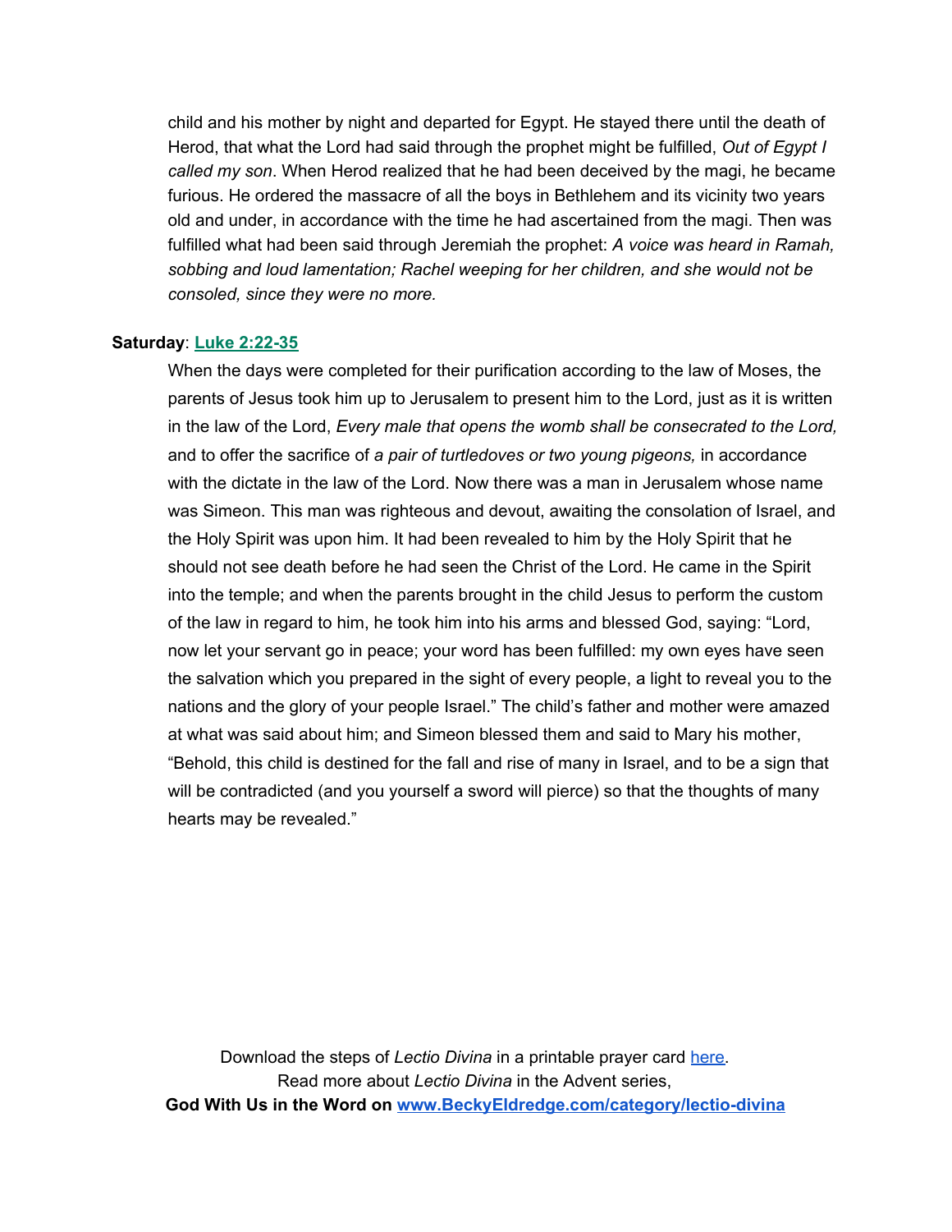child and his mother by night and departed for Egypt. He stayed there until the death of Herod, that what the Lord had said through the prophet might be fulfilled, *Out of Egypt I called my son*. When Herod realized that he had been deceived by the magi, he became furious. He ordered the massacre of all the boys in Bethlehem and its vicinity two years old and under, in accordance with the time he had ascertained from the magi. Then was fulfilled what had been said through Jeremiah the prophet: *A voice was heard in Ramah, sobbing and loud lamentation; Rachel weeping for her children, and she would not be consoled, since they were no more.*

**Saturday**: **Luke 2:22-35**

When the days were completed for their purification according to the law of Moses, the parents of Jesus took him up to Jerusalem to present him to the Lord, just as it is written in the law of the Lord, *Every male that opens the womb shall be consecrated to the Lord,* and to offer the sacrifice of *a pair of turtledoves or two young pigeons,* in accordance with the dictate in the law of the Lord. Now there was a man in Jerusalem whose name was Simeon. This man was righteous and devout, awaiting the consolation of Israel, and the Holy Spirit was upon him. It had been revealed to him by the Holy Spirit that he should not see death before he had seen the Christ of the Lord. He came in the Spirit into the temple; and when the parents brought in the child Jesus to perform the custom of the law in regard to him, he took him into his arms and blessed God, saying: "Lord, now let your servant go in peace; your word has been fulfilled: my own eyes have seen the salvation which you prepared in the sight of every people, a light to reveal you to the nations and the glory of your people Israel." The child's father and mother were amazed at what was said about him; and Simeon blessed them and said to Mary his mother, "Behold, this child is destined for the fall and rise of many in Israel, and to be a sign that will be contradicted (and you yourself a sword will pierce) so that the thoughts of many hearts may be revealed."

Download the steps of *Lectio Divina* in a printable prayer card here.
Read more about *Lectio Divina* in the Advent series,
**God With Us in the Word on www.BeckyEldredge.com/category/lectio-divina**